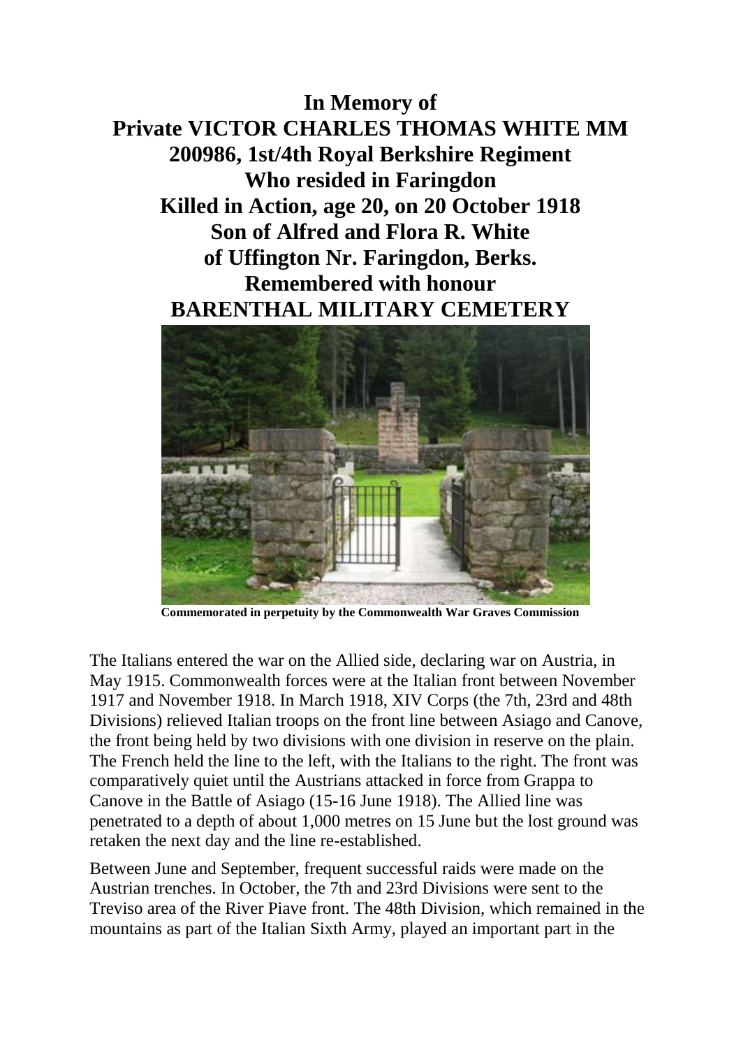**In Memory of**
**Private VICTOR CHARLES THOMAS WHITE MM**
**200986, 1st/4th Royal Berkshire Regiment**
**Who resided in Faringdon**
**Killed in Action, age 20, on 20 October 1918**
**Son of Alfred and Flora R. White**
**of Uffington Nr. Faringdon, Berks.**
**Remembered with honour**
**BARENTHAL MILITARY CEMETERY**

**Commemorated in perpetuity by the Commonwealth War Graves Commission**

The Italians entered the war on the Allied side, declaring war on Austria, in May 1915. Commonwealth forces were at the Italian front between November 1917 and November 1918. In March 1918, XIV Corps (the 7th, 23rd and 48th Divisions) relieved Italian troops on the front line between Asiago and Canove, the front being held by two divisions with one division in reserve on the plain. The French held the line to the left, with the Italians to the right. The front was comparatively quiet until the Austrians attacked in force from Grappa to Canove in the Battle of Asiago (15-16 June 1918). The Allied line was penetrated to a depth of about 1,000 metres on 15 June but the lost ground was retaken the next day and the line re-established.

Between June and September, frequent successful raids were made on the Austrian trenches. In October, the 7th and 23rd Divisions were sent to the Treviso area of the River Piave front. The 48th Division, which remained in the mountains as part of the Italian Sixth Army, played an important part in the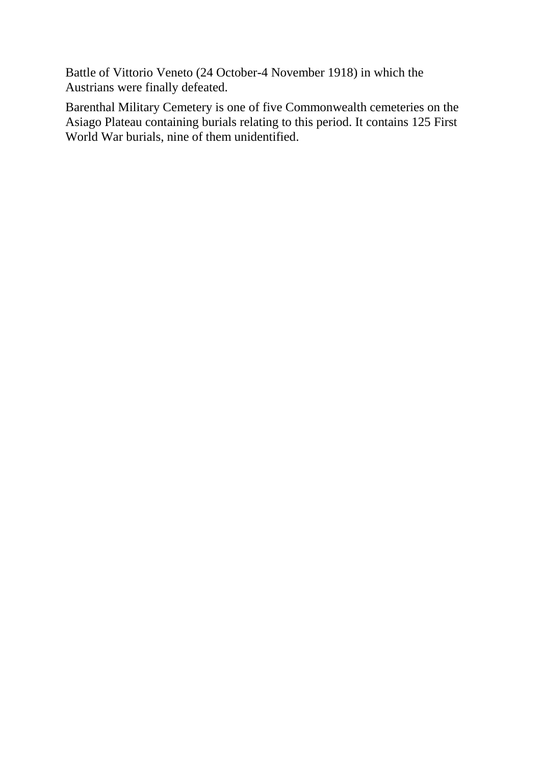Battle of Vittorio Veneto (24 October-4 November 1918) in which the Austrians were finally defeated.

Barenthal Military Cemetery is one of five Commonwealth cemeteries on the Asiago Plateau containing burials relating to this period. It contains 125 First World War burials, nine of them unidentified.